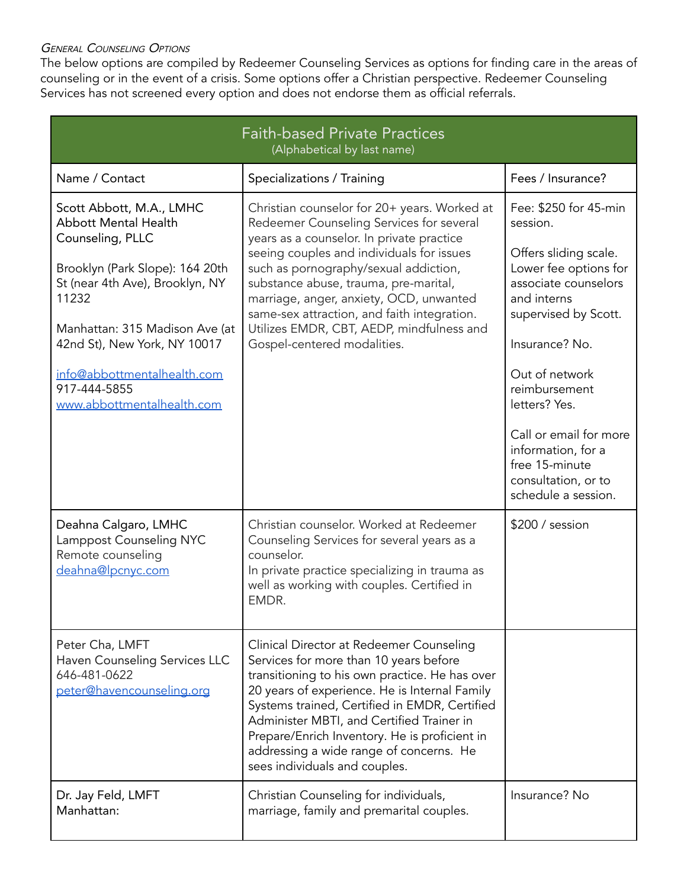*General Counseling Options*

The below options are compiled by Redeemer Counseling Services as options for finding care in the areas of counseling or in the event of a crisis. Some options offer a Christian perspective. Redeemer Counseling Services has not screened every option and does not endorse them as official referrals.

| Faith-based Private Practices (Alphabetical by last name) | | |
|---|---|---|
| Name / Contact | Specializations / Training | Fees / Insurance? |
| Scott Abbott, M.A., LMHC<br>Abbott Mental Health Counseling, PLLC<br><br>Brooklyn (Park Slope): 164 20th St (near 4th Ave), Brooklyn, NY 11232<br><br>Manhattan: 315 Madison Ave (at 42nd St), New York, NY 10017<br><br>info@abbottmentalhealth.com<br>917-444-5855<br>www.abbottmentalhealth.com | Christian counselor for 20+ years. Worked at Redeemer Counseling Services for several years as a counselor. In private practice seeing couples and individuals for issues such as pornography/sexual addiction, substance abuse, trauma, pre-marital, marriage, anger, anxiety, OCD, unwanted same-sex attraction, and faith integration. Utilizes EMDR, CBT, AEDP, mindfulness and Gospel-centered modalities. | Fee: $250 for 45-min session.<br><br>Offers sliding scale. Lower fee options for associate counselors and interns supervised by Scott.<br><br>Insurance? No.<br><br>Out of network reimbursement letters? Yes.<br><br>Call or email for more information, for a free 15-minute consultation, or to schedule a session. |
| Deahna Calgaro, LMHC<br>Lamppost Counseling NYC<br>Remote counseling<br>deahna@lpcnyc.com | Christian counselor. Worked at Redeemer Counseling Services for several years as a counselor.<br>In private practice specializing in trauma as well as working with couples. Certified in EMDR. | $200 / session |
| Peter Cha, LMFT<br>Haven Counseling Services LLC<br>646-481-0622<br>peter@havencounseling.org | Clinical Director at Redeemer Counseling Services for more than 10 years before transitioning to his own practice. He has over 20 years of experience. He is Internal Family Systems trained, Certified in EMDR, Certified Administer MBTI, and Certified Trainer in Prepare/Enrich Inventory. He is proficient in addressing a wide range of concerns. He sees individuals and couples. | |
| Dr. Jay Feld, LMFT<br>Manhattan: | Christian Counseling for individuals, marriage, family and premarital couples. | Insurance? No |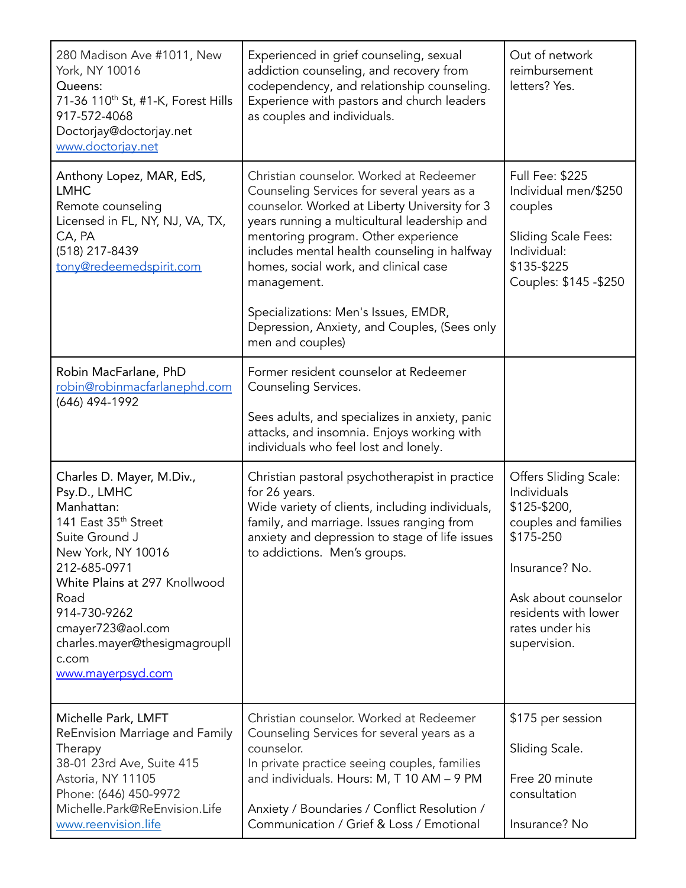| | | |
|---|---|---|
| 280 Madison Ave #1011, New York, NY 10016<br>Queens:<br>71-36 110th St, #1-K, Forest Hills<br>917-572-4068<br>Doctorjay@doctorjay.net<br>www.doctorjay.net | Experienced in grief counseling, sexual addiction counseling, and recovery from codependency, and relationship counseling. Experience with pastors and church leaders as couples and individuals. | Out of network reimbursement letters? Yes. |
| Anthony Lopez, MAR, EdS, LMHC<br>Remote counseling<br>Licensed in FL, NY, NJ, VA, TX, CA, PA<br>(518) 217-8439<br>tony@redeemedspirit.com | Christian counselor. Worked at Redeemer Counseling Services for several years as a counselor. Worked at Liberty University for 3 years running a multicultural leadership and mentoring program. Other experience includes mental health counseling in halfway homes, social work, and clinical case management.<br><br>Specializations: Men's Issues, EMDR, Depression, Anxiety, and Couples, (Sees only men and couples) | Full Fee: $225 Individual men/$250 couples<br><br>Sliding Scale Fees: Individual: $135-$225<br>Couples: $145 -$250 |
| Robin MacFarlane, PhD<br>robin@robinmacfarlanephd.com<br>(646) 494-1992 | Former resident counselor at Redeemer Counseling Services.<br><br>Sees adults, and specializes in anxiety, panic attacks, and insomnia. Enjoys working with individuals who feel lost and lonely. | |
| Charles D. Mayer, M.Div., Psy.D., LMHC<br>Manhattan:<br>141 East 35th Street<br>Suite Ground J<br>New York, NY 10016<br>212-685-0971<br>White Plains at 297 Knollwood Road<br>914-730-9262<br>cmayer723@aol.com<br>charles.mayer@thesigmagroupllc.com<br>www.mayerpsyd.com | Christian pastoral psychotherapist in practice for 26 years.<br>Wide variety of clients, including individuals, family, and marriage. Issues ranging from anxiety and depression to stage of life issues to addictions. Men's groups. | Offers Sliding Scale: Individuals $125-$200, couples and families $175-250<br><br>Insurance? No.<br><br>Ask about counselor residents with lower rates under his supervision. |
| Michelle Park, LMFT<br>ReEnvision Marriage and Family Therapy<br>38-01 23rd Ave, Suite 415<br>Astoria, NY 11105<br>Phone: (646) 450-9972<br>Michelle.Park@ReEnvision.Life<br>www.reenvision.life | Christian counselor. Worked at Redeemer Counseling Services for several years as a counselor.<br>In private practice seeing couples, families and individuals. Hours: M, T 10 AM – 9 PM<br><br>Anxiety / Boundaries / Conflict Resolution / Communication / Grief & Loss / Emotional | $175 per session<br><br>Sliding Scale.<br><br>Free 20 minute consultation<br><br>Insurance? No |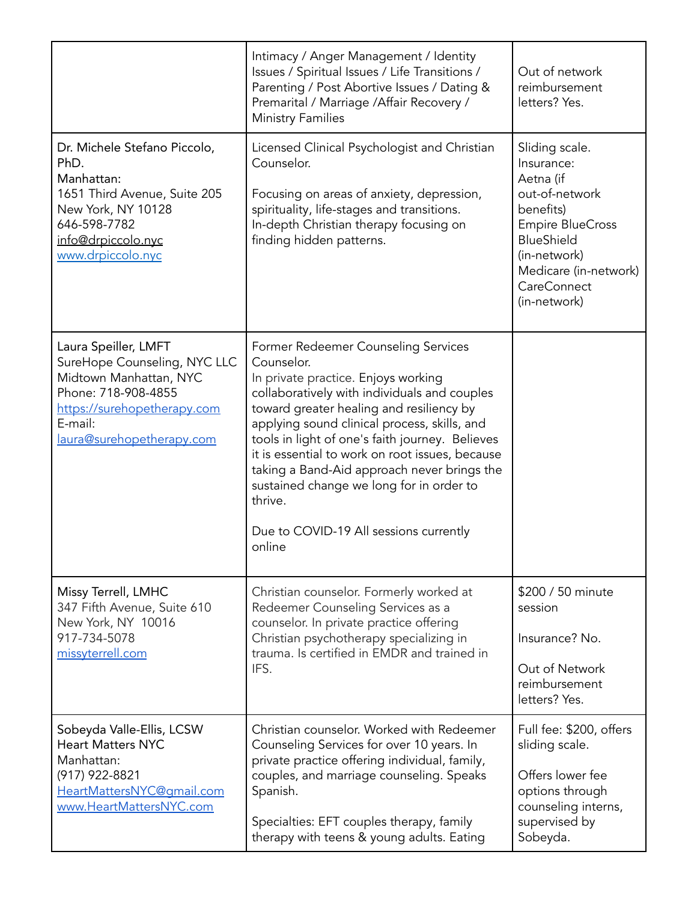| | | |
|---|---|---|
| | Intimacy / Anger Management / Identity Issues / Spiritual Issues / Life Transitions / Parenting / Post Abortive Issues / Dating & Premarital / Marriage /Affair Recovery / Ministry Families | Out of network reimbursement letters? Yes. |
| Dr. Michele Stefano Piccolo, PhD.<br>Manhattan:<br>1651 Third Avenue, Suite 205<br>New York, NY 10128<br>646-598-7782<br>info@drpiccolo.nyc<br>www.drpiccolo.nyc | Licensed Clinical Psychologist and Christian Counselor.<br><br>Focusing on areas of anxiety, depression, spirituality, life-stages and transitions. In-depth Christian therapy focusing on finding hidden patterns. | Sliding scale.<br>Insurance:<br>Aetna (if out-of-network benefits)<br>Empire BlueCross BlueShield (in-network)<br>Medicare (in-network)<br>CareConnect (in-network) |
| Laura Speiller, LMFT<br>SureHope Counseling, NYC LLC<br>Midtown Manhattan, NYC<br>Phone: 718-908-4855<br>https://surehopetherapy.com<br>E-mail:<br>laura@surehopetherapy.com | Former Redeemer Counseling Services Counselor.<br>In private practice. Enjoys working collaboratively with individuals and couples toward greater healing and resiliency by applying sound clinical process, skills, and tools in light of one's faith journey. Believes it is essential to work on root issues, because taking a Band-Aid approach never brings the sustained change we long for in order to thrive.<br><br>Due to COVID-19 All sessions currently online | |
| Missy Terrell, LMHC<br>347 Fifth Avenue, Suite 610<br>New York, NY 10016<br>917-734-5078<br>missyterrell.com | Christian counselor. Formerly worked at Redeemer Counseling Services as a counselor. In private practice offering Christian psychotherapy specializing in trauma. Is certified in EMDR and trained in IFS. | $200 / 50 minute session<br><br>Insurance? No.<br><br>Out of Network reimbursement letters? Yes. |
| Sobeyda Valle-Ellis, LCSW<br>Heart Matters NYC<br>Manhattan:<br>(917) 922-8821<br>HeartMattersNYC@gmail.com<br>www.HeartMattersNYC.com | Christian counselor. Worked with Redeemer Counseling Services for over 10 years. In private practice offering individual, family, couples, and marriage counseling. Speaks Spanish.<br><br>Specialties: EFT couples therapy, family therapy with teens & young adults. Eating | Full fee: $200, offers sliding scale.<br><br>Offers lower fee options through counseling interns, supervised by Sobeyda. |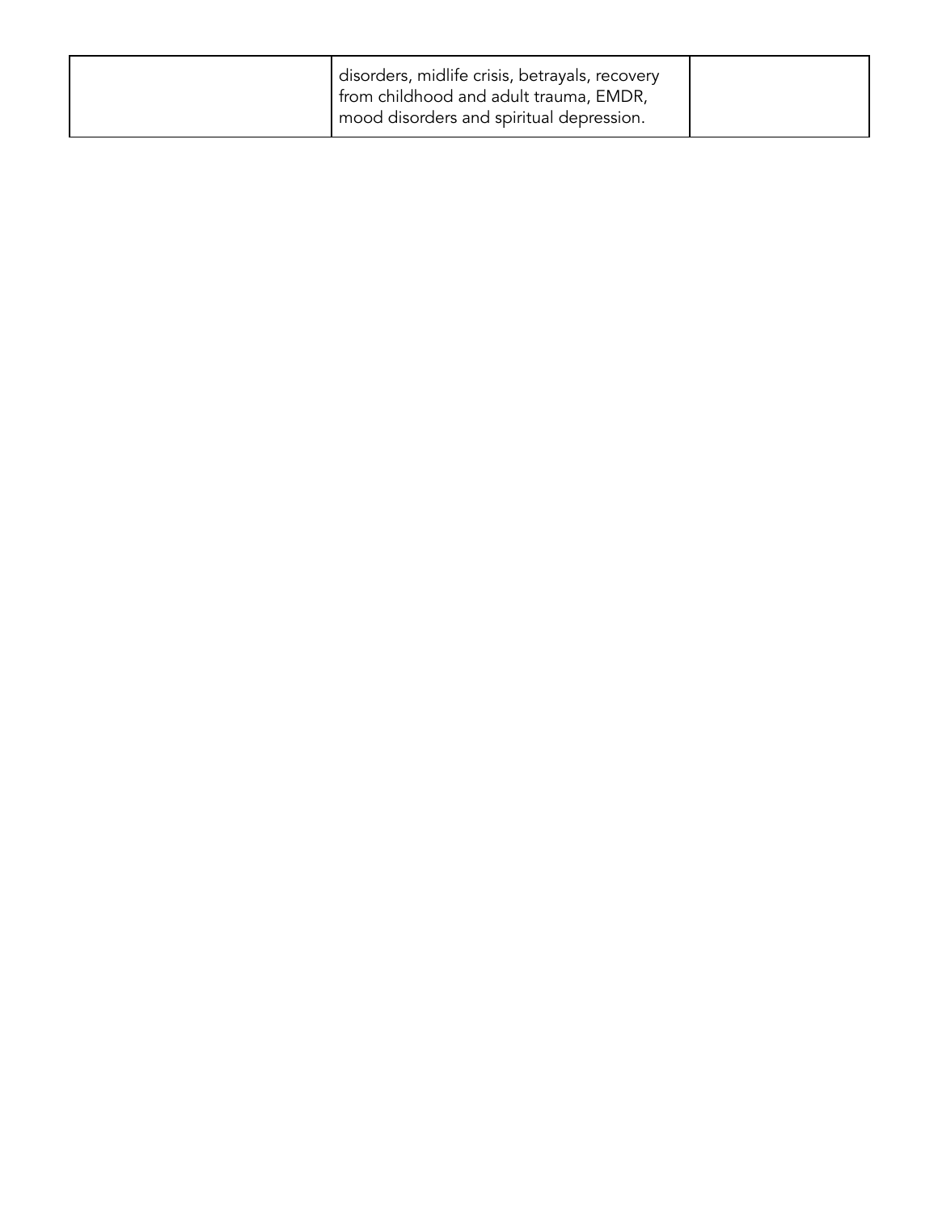| | | |
|---|---|---|
| | disorders, midlife crisis, betrayals, recovery from childhood and adult trauma, EMDR, mood disorders and spiritual depression. | |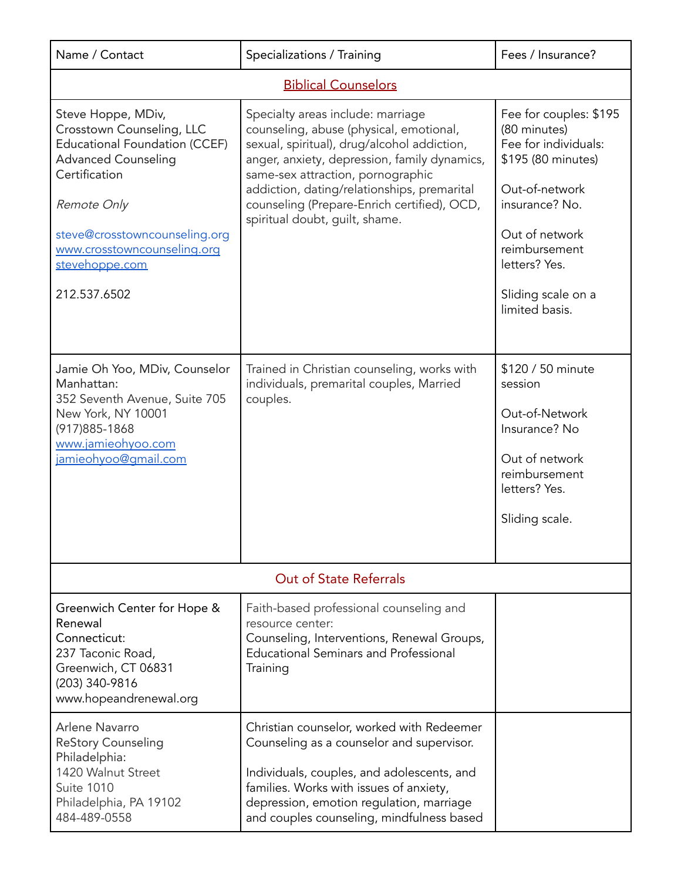| Name / Contact | Specializations / Training | Fees / Insurance? |
|---|---|---|
| Biblical Counselors | | |
| Steve Hoppe, MDiv, Crosstown Counseling, LLC Educational Foundation (CCEF) Advanced Counseling Certification<br><br>*Remote Only*<br><br>steve@crosstowncounseling.org<br>www.crosstowncounseling.org<br>stevehoppe.com<br><br>212.537.6502 | Specialty areas include: marriage counseling, abuse (physical, emotional, sexual, spiritual), drug/alcohol addiction, anger, anxiety, depression, family dynamics, same-sex attraction, pornographic addiction, dating/relationships, premarital counseling (Prepare-Enrich certified), OCD, spiritual doubt, guilt, shame. | Fee for couples: $195 (80 minutes)<br>Fee for individuals: $195 (80 minutes)<br><br>Out-of-network insurance? No.<br><br>Out of network reimbursement letters? Yes.<br><br>Sliding scale on a limited basis. |
| Jamie Oh Yoo, MDiv, Counselor<br>Manhattan:<br>352 Seventh Avenue, Suite 705<br>New York, NY 10001<br>(917)885-1868<br>www.jamieohyoo.com<br>jamieohyoo@gmail.com | Trained in Christian counseling, works with individuals, premarital couples, Married couples. | $120 / 50 minute session<br><br>Out-of-Network Insurance? No<br><br>Out of network reimbursement letters? Yes.<br><br>Sliding scale. |
| Out of State Referrals | | |
| Greenwich Center for Hope & Renewal<br>Connecticut:<br>237 Taconic Road,<br>Greenwich, CT 06831<br>(203) 340-9816<br>www.hopeandrenewal.org | Faith-based professional counseling and resource center:<br>Counseling, Interventions, Renewal Groups, Educational Seminars and Professional Training | |
| Arlene Navarro<br>ReStory Counseling<br>Philadelphia:<br>1420 Walnut Street<br>Suite 1010<br>Philadelphia, PA 19102<br>484-489-0558 | Christian counselor, worked with Redeemer Counseling as a counselor and supervisor.<br><br>Individuals, couples, and adolescents, and families. Works with issues of anxiety, depression, emotion regulation, marriage and couples counseling, mindfulness based | |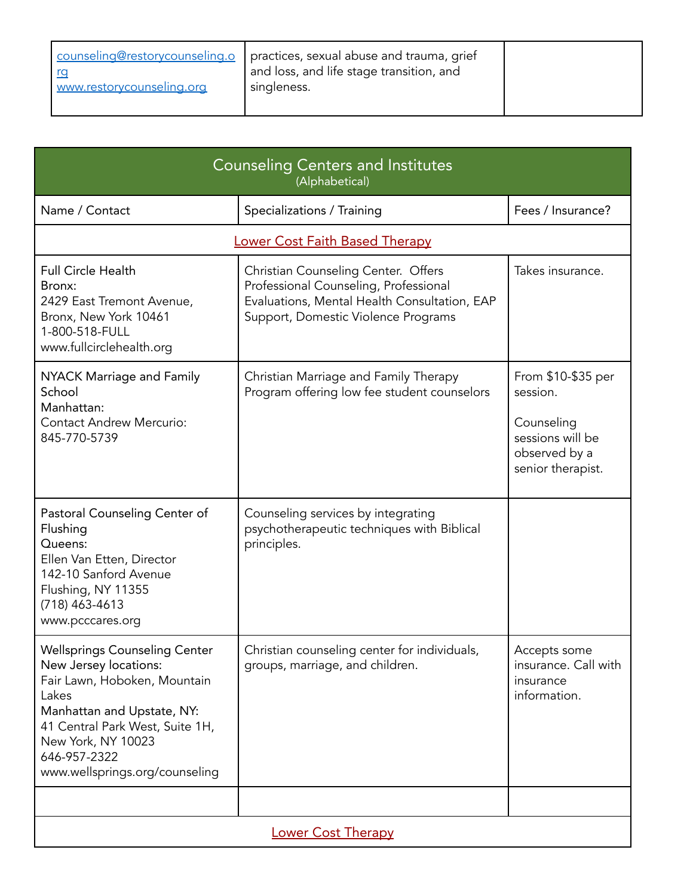| | | |
|---|---|---|
| counseling@restorycounseling.org<br>www.restorycounseling.org | practices, sexual abuse and trauma, grief and loss, and life stage transition, and singleness. | |

| Counseling Centers and Institutes<br>(Alphabetical) | | |
|---|---|---|
| Name / Contact | Specializations / Training | Fees / Insurance? |
| Lower Cost Faith Based Therapy | | |
| Full Circle Health<br>Bronx:<br>2429 East Tremont Avenue,<br>Bronx, New York 10461<br>1-800-518-FULL<br>www.fullcirclehealth.org | Christian Counseling Center. Offers Professional Counseling, Professional Evaluations, Mental Health Consultation, EAP Support, Domestic Violence Programs | Takes insurance. |
| NYACK Marriage and Family School<br>Manhattan:<br>Contact Andrew Mercurio:<br>845-770-5739 | Christian Marriage and Family Therapy Program offering low fee student counselors | From $10-$35 per session.<br><br>Counseling sessions will be observed by a senior therapist. |
| Pastoral Counseling Center of Flushing<br>Queens:<br>Ellen Van Etten, Director<br>142-10 Sanford Avenue<br>Flushing, NY 11355<br>(718) 463-4613<br>www.pcccares.org | Counseling services by integrating psychotherapeutic techniques with Biblical principles. | |
| Wellsprings Counseling Center<br>New Jersey locations:<br>Fair Lawn, Hoboken, Mountain Lakes<br>Manhattan and Upstate, NY:<br>41 Central Park West, Suite 1H,<br>New York, NY 10023<br>646-957-2322<br>www.wellsprings.org/counseling | Christian counseling center for individuals, groups, marriage, and children. | Accepts some insurance. Call with insurance information. |
| | | |
| Lower Cost Therapy | | |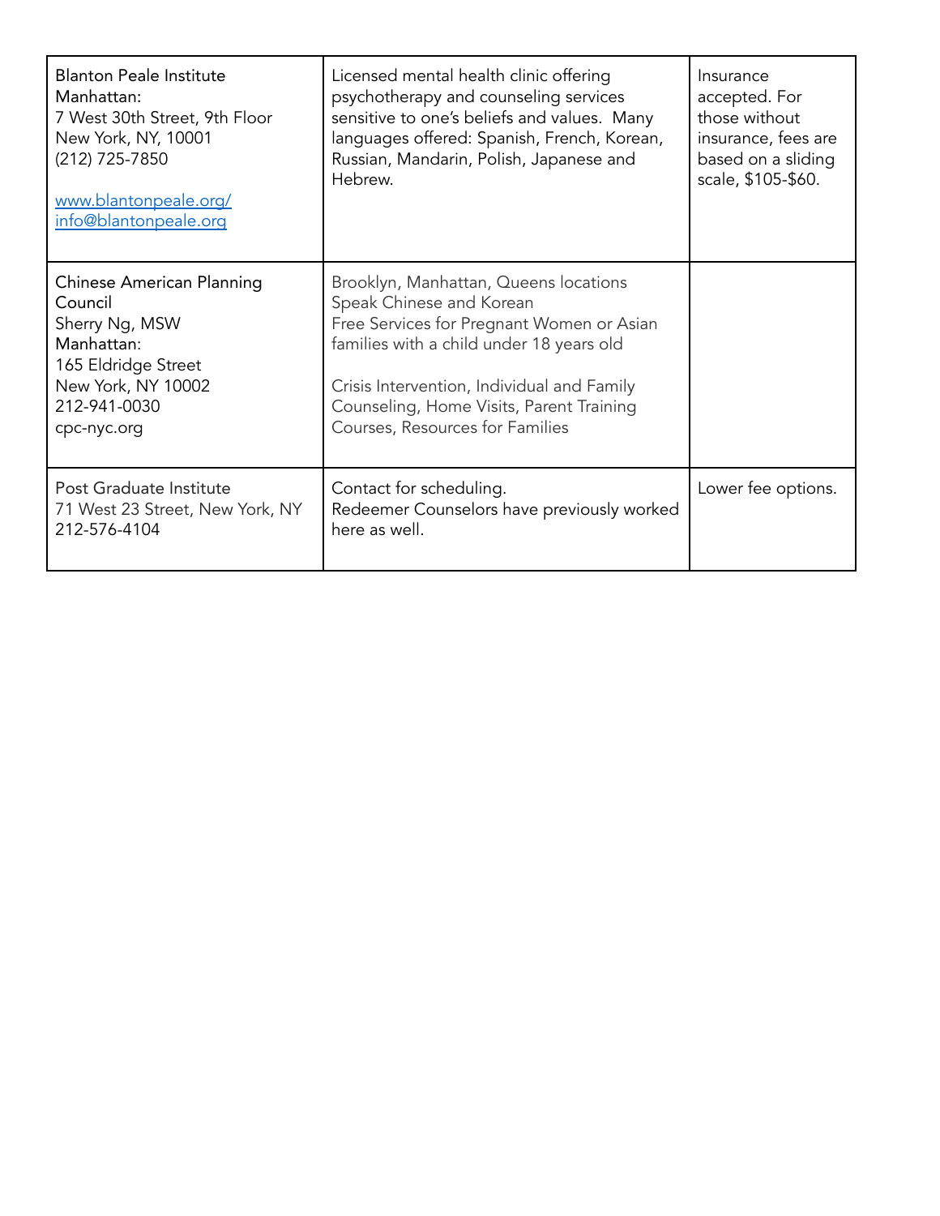| | | |
|---|---|---|
| Blanton Peale Institute<br>Manhattan:<br>7 West 30th Street, 9th Floor<br>New York, NY, 10001<br>(212) 725-7850<br><br>www.blantonpeale.org/<br>info@blantonpeale.org | Licensed mental health clinic offering psychotherapy and counseling services sensitive to one's beliefs and values. Many languages offered: Spanish, French, Korean, Russian, Mandarin, Polish, Japanese and Hebrew. | Insurance accepted. For those without insurance, fees are based on a sliding scale, $105-$60. |
| Chinese American Planning Council<br>Sherry Ng, MSW<br>Manhattan:<br>165 Eldridge Street<br>New York, NY 10002<br>212-941-0030<br>cpc-nyc.org | Brooklyn, Manhattan, Queens locations<br>Speak Chinese and Korean<br>Free Services for Pregnant Women or Asian families with a child under 18 years old<br><br>Crisis Intervention, Individual and Family Counseling, Home Visits, Parent Training Courses, Resources for Families | |
| Post Graduate Institute<br>71 West 23 Street, New York, NY<br>212-576-4104 | Contact for scheduling.<br>Redeemer Counselors have previously worked here as well. | Lower fee options. |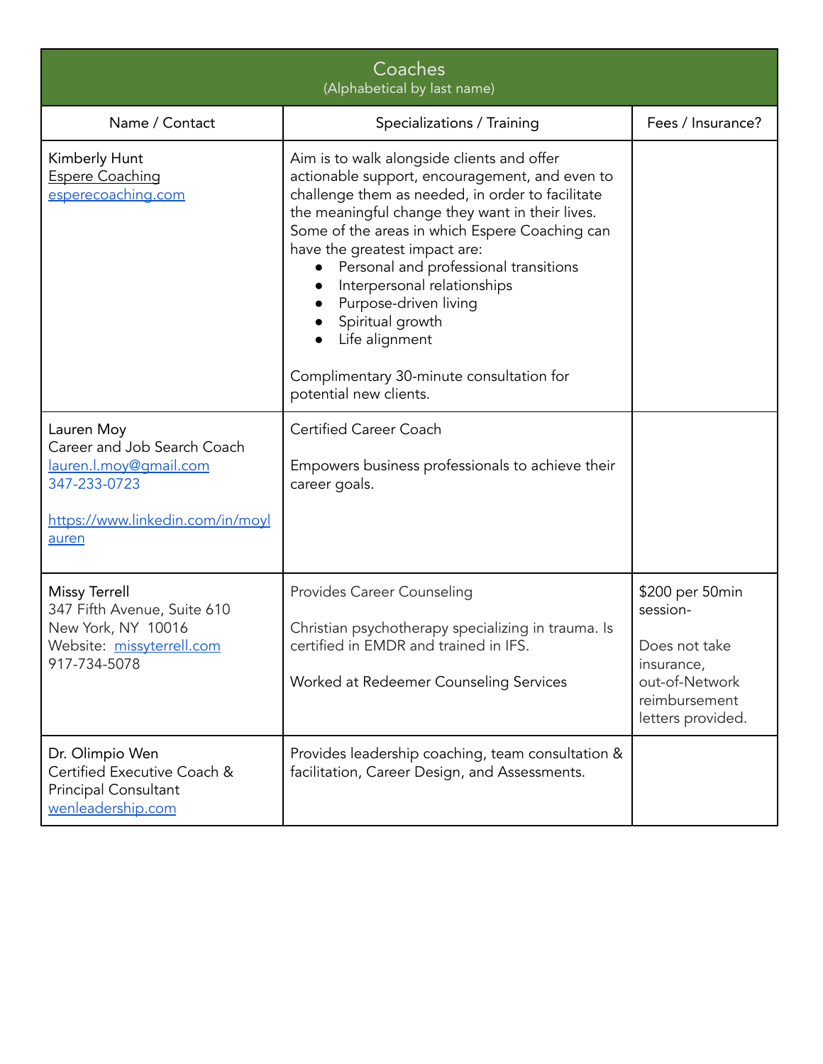| Coaches (Alphabetical by last name) | | |
|---|---|---|
| Name / Contact | Specializations / Training | Fees / Insurance? |
| Kimberly Hunt<br>Espere Coaching<br>esperecoaching.com | Aim is to walk alongside clients and offer actionable support, encouragement, and even to challenge them as needed, in order to facilitate the meaningful change they want in their lives. Some of the areas in which Espere Coaching can have the greatest impact are:<br>• Personal and professional transitions<br>• Interpersonal relationships<br>• Purpose-driven living<br>• Spiritual growth<br>• Life alignment<br><br>Complimentary 30-minute consultation for potential new clients. | |
| Lauren Moy<br>Career and Job Search Coach<br>lauren.l.moy@gmail.com<br>347-233-0723<br><br>https://www.linkedin.com/in/moylauren | Certified Career Coach<br><br>Empowers business professionals to achieve their career goals. | |
| Missy Terrell<br>347 Fifth Avenue, Suite 610<br>New York, NY 10016<br>Website: missyterrell.com<br>917-734-5078 | Provides Career Counseling<br><br>Christian psychotherapy specializing in trauma. Is certified in EMDR and trained in IFS.<br><br>Worked at Redeemer Counseling Services | $200 per 50min session-<br><br>Does not take insurance, out-of-Network reimbursement letters provided. |
| Dr. Olimpio Wen<br>Certified Executive Coach & Principal Consultant<br>wenleadership.com | Provides leadership coaching, team consultation & facilitation, Career Design, and Assessments. | |